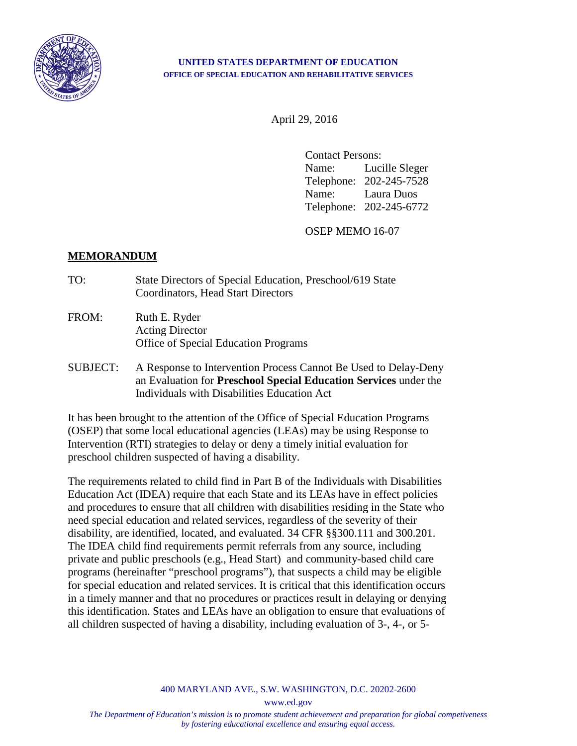**UNITED STATES DEPARTMENT OF EDUCATION**
**OFFICE OF SPECIAL EDUCATION AND REHABILITATIVE SERVICES**

April 29, 2016

Contact Persons:
Name: Lucille Sleger
Telephone: 202-245-7528
Name: Laura Duos
Telephone: 202-245-6772

OSEP MEMO 16-07

## MEMORANDUM

TO: State Directors of Special Education, Preschool/619 State Coordinators, Head Start Directors

FROM: Ruth E. Ryder
Acting Director
Office of Special Education Programs

SUBJECT: A Response to Intervention Process Cannot Be Used to Delay-Deny an Evaluation for **Preschool Special Education Services** under the Individuals with Disabilities Education Act

It has been brought to the attention of the Office of Special Education Programs (OSEP) that some local educational agencies (LEAs) may be using Response to Intervention (RTI) strategies to delay or deny a timely initial evaluation for preschool children suspected of having a disability.

The requirements related to child find in Part B of the Individuals with Disabilities Education Act (IDEA) require that each State and its LEAs have in effect policies and procedures to ensure that all children with disabilities residing in the State who need special education and related services, regardless of the severity of their disability, are identified, located, and evaluated. 34 CFR §§300.111 and 300.201. The IDEA child find requirements permit referrals from any source, including private and public preschools (e.g., Head Start) and community-based child care programs (hereinafter "preschool programs"), that suspects a child may be eligible for special education and related services. It is critical that this identification occurs in a timely manner and that no procedures or practices result in delaying or denying this identification. States and LEAs have an obligation to ensure that evaluations of all children suspected of having a disability, including evaluation of 3-, 4-, or 5-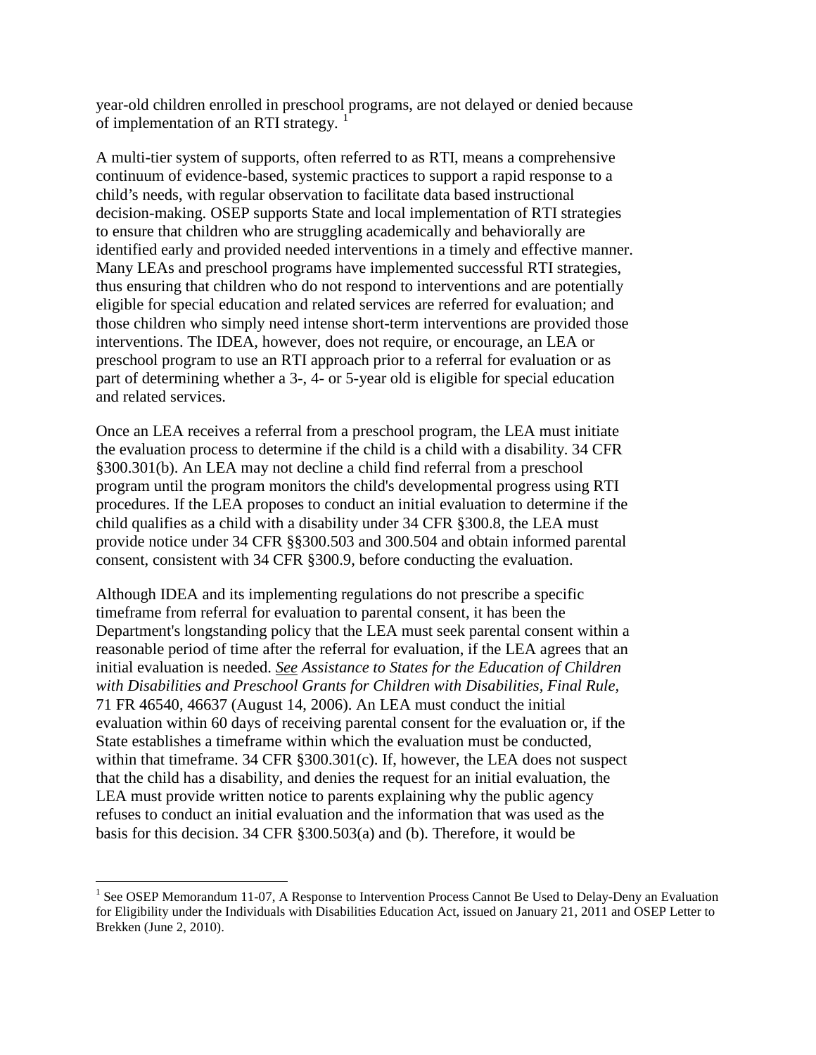year-old children enrolled in preschool programs, are not delayed or denied because of implementation of an RTI strategy. [1]

A multi-tier system of supports, often referred to as RTI, means a comprehensive continuum of evidence-based, systemic practices to support a rapid response to a child's needs, with regular observation to facilitate data based instructional decision-making. OSEP supports State and local implementation of RTI strategies to ensure that children who are struggling academically and behaviorally are identified early and provided needed interventions in a timely and effective manner. Many LEAs and preschool programs have implemented successful RTI strategies, thus ensuring that children who do not respond to interventions and are potentially eligible for special education and related services are referred for evaluation; and those children who simply need intense short-term interventions are provided those interventions. The IDEA, however, does not require, or encourage, an LEA or preschool program to use an RTI approach prior to a referral for evaluation or as part of determining whether a 3-, 4- or 5-year old is eligible for special education and related services.

Once an LEA receives a referral from a preschool program, the LEA must initiate the evaluation process to determine if the child is a child with a disability. 34 CFR §300.301(b). An LEA may not decline a child find referral from a preschool program until the program monitors the child's developmental progress using RTI procedures. If the LEA proposes to conduct an initial evaluation to determine if the child qualifies as a child with a disability under 34 CFR §300.8, the LEA must provide notice under 34 CFR §§300.503 and 300.504 and obtain informed parental consent, consistent with 34 CFR §300.9, before conducting the evaluation.

Although IDEA and its implementing regulations do not prescribe a specific timeframe from referral for evaluation to parental consent, it has been the Department's longstanding policy that the LEA must seek parental consent within a reasonable period of time after the referral for evaluation, if the LEA agrees that an initial evaluation is needed. *See Assistance to States for the Education of Children with Disabilities and Preschool Grants for Children with Disabilities, Final Rule,* 71 FR 46540, 46637 (August 14, 2006). An LEA must conduct the initial evaluation within 60 days of receiving parental consent for the evaluation or, if the State establishes a timeframe within which the evaluation must be conducted, within that timeframe. 34 CFR §300.301(c). If, however, the LEA does not suspect that the child has a disability, and denies the request for an initial evaluation, the LEA must provide written notice to parents explaining why the public agency refuses to conduct an initial evaluation and the information that was used as the basis for this decision. 34 CFR §300.503(a) and (b). Therefore, it would be

[1] See OSEP Memorandum 11-07, A Response to Intervention Process Cannot Be Used to Delay-Deny an Evaluation for Eligibility under the Individuals with Disabilities Education Act, issued on January 21, 2011 and OSEP Letter to Brekken (June 2, 2010).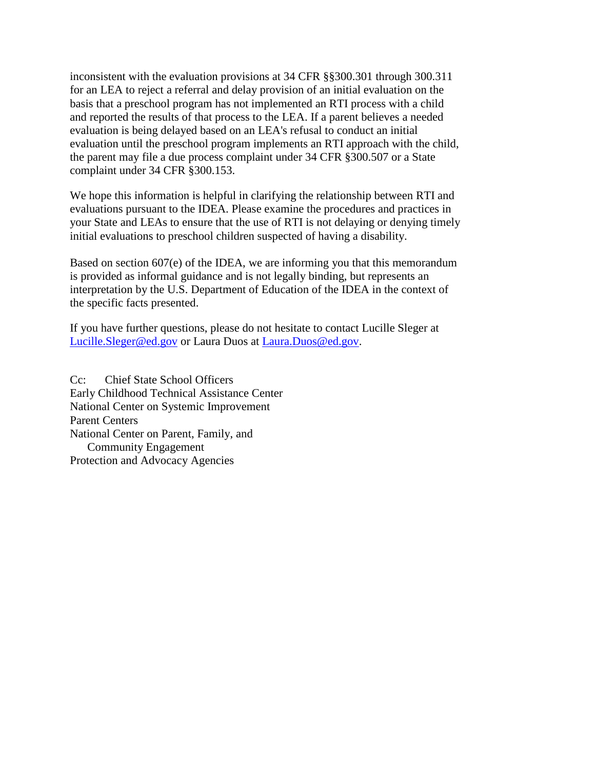inconsistent with the evaluation provisions at 34 CFR §§300.301 through 300.311 for an LEA to reject a referral and delay provision of an initial evaluation on the basis that a preschool program has not implemented an RTI process with a child and reported the results of that process to the LEA. If a parent believes a needed evaluation is being delayed based on an LEA's refusal to conduct an initial evaluation until the preschool program implements an RTI approach with the child, the parent may file a due process complaint under 34 CFR §300.507 or a State complaint under 34 CFR §300.153.

We hope this information is helpful in clarifying the relationship between RTI and evaluations pursuant to the IDEA. Please examine the procedures and practices in your State and LEAs to ensure that the use of RTI is not delaying or denying timely initial evaluations to preschool children suspected of having a disability.

Based on section 607(e) of the IDEA, we are informing you that this memorandum is provided as informal guidance and is not legally binding, but represents an interpretation by the U.S. Department of Education of the IDEA in the context of the specific facts presented.

If you have further questions, please do not hesitate to contact Lucille Sleger at Lucille.Sleger@ed.gov or Laura Duos at Laura.Duos@ed.gov.

Cc: Chief State School Officers
Early Childhood Technical Assistance Center
National Center on Systemic Improvement
Parent Centers
National Center on Parent, Family, and
Community Engagement
Protection and Advocacy Agencies